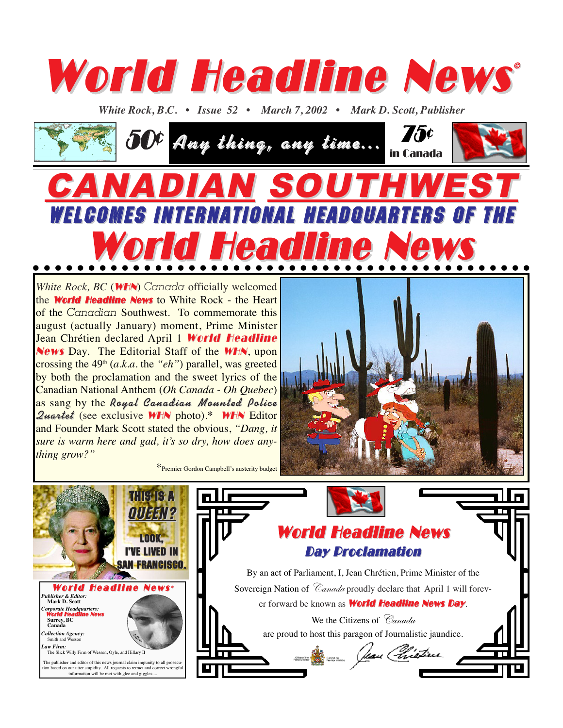# World Headline News©

*White Rock, B.C. • Issue 52 • March 7, 2002 • Mark D. Scott, Publisher*

50¢ **Any thing, any time...** 75¢ in Canada

# CANADIAN SOUTHWEST
## WELCOMES INTERNATIONAL HEADQUARTERS OF THE
# World Headline News

*White Rock, BC* (**WHN**) Canada officially welcomed the **World Headline News** to White Rock - the Heart of the Canadian Southwest. To commemorate this august (actually January) moment, Prime Minister Jean Chrétien declared April 1 **World Headline News** Day. The Editorial Staff of the **WHN**, upon crossing the 49th (*a.k.a.* the *"eh"*) parallel, was greeted by both the proclamation and the sweet lyrics of the Canadian National Anthem (*Oh Canada - Oh Quebec*) as sang by the ***Royal Canadian Mounted Police Quartet*** (see exclusive **WHN** photo).* **WHN** Editor and Founder Mark Scott stated the obvious, *"Dang, it sure is warm here and gad, it's so dry, how does anything grow?"*

*Premier Gordon Campbell's austerity budget

THIS IS A QUEEN? LOOK, I'VE LIVED IN SAN FRANCISCO.

**World Headline News®**

*Publisher & Editor:*
Mark D. Scott

*Corporate Headquarters:*
World Headline News
Surrey, BC
Canada

*Collection Agency:*
Smith and Wesson

*Law Firm:*
The Slick Willy Firm of Wesson, Oyle, and Hillary II

The publisher and editor of this news journal claim impunity to all prosecution based on our utter stupidity. All requests to retract and correct wrongful information will be met with glee and giggles....

## World Headline News Day Proclamation

By an act of Parliament, I, Jean Chrétien, Prime Minister of the Sovereign Nation of Canada proudly declare that April 1 will forever forward be known as **World Headline News Day**.

We the Citizens of Canada are proud to host this paragon of Journalistic jaundice.

Office of the Prime Minister — Cabinet du Premier ministre

Jean Chrétien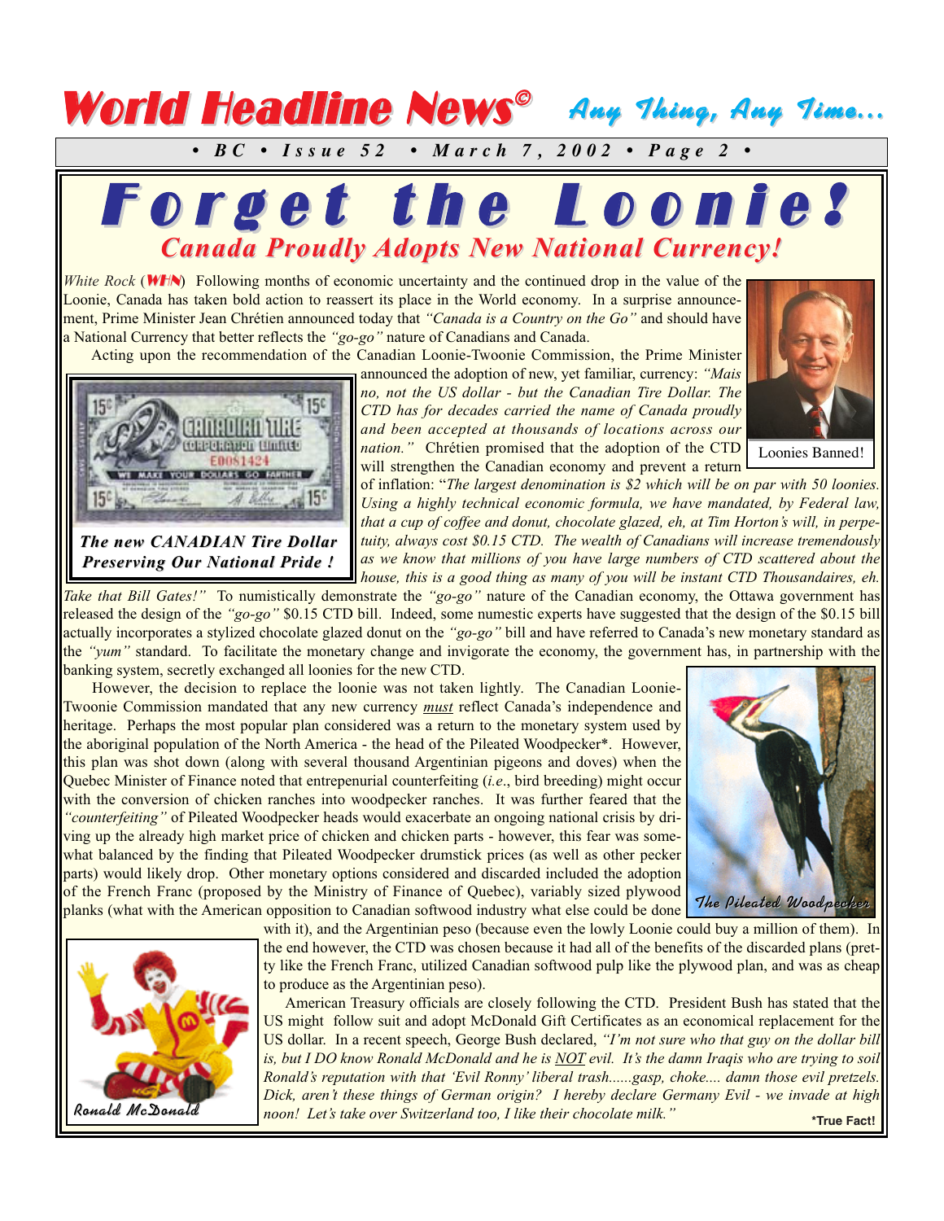# Forget the Loonie!

## Canada Proudly Adopts New National Currency!

*White Rock* (**WHN**) Following months of economic uncertainty and the continued drop in the value of the Loonie, Canada has taken bold action to reassert its place in the World economy. In a surprise announcement, Prime Minister Jean Chrétien announced today that *"Canada is a Country on the Go"* and should have a National Currency that better reflects the *"go-go"* nature of Canadians and Canada.

Acting upon the recommendation of the Canadian Loonie-Twoonie Commission, the Prime Minister announced the adoption of new, yet familiar, currency: *"Mais no, not the US dollar - but the Canadian Tire Dollar. The CTD has for decades carried the name of Canada proudly and been accepted at thousands of locations across our nation."* Chrétien promised that the adoption of the CTD will strengthen the Canadian economy and prevent a return of inflation: "*The largest denomination is $2 which will be on par with 50 loonies. Using a highly technical economic formula, we have mandated, by Federal law, that a cup of coffee and donut, chocolate glazed, eh, at Tim Horton's will, in perpetuity, always cost $0.15 CTD. The wealth of Canadians will increase tremendously as we know that millions of you have large numbers of CTD scattered about the house, this is a good thing as many of you will be instant CTD Thousandaires, eh. Take that Bill Gates!"* To numistically demonstrate the *"go-go"* nature of the Canadian economy, the Ottawa government has released the design of the *"go-go"* $0.15 CTD bill. Indeed, some numestic experts have suggested that the design of the $0.15 bill actually incorporates a stylized chocolate glazed donut on the *"go-go"* bill and have referred to Canada's new monetary standard as the *"yum"* standard. To facilitate the monetary change and invigorate the economy, the government has, in partnership with the banking system, secretly exchanged all loonies for the new CTD.

**The new CANADIAN Tire Dollar Preserving Our National Pride !**

Loonies Banned!

However, the decision to replace the loonie was not taken lightly. The Canadian Loonie-Twoonie Commission mandated that any new currency *must* reflect Canada's independence and heritage. Perhaps the most popular plan considered was a return to the monetary system used by the aboriginal population of the North America - the head of the Pileated Woodpecker*. However, this plan was shot down (along with several thousand Argentinian pigeons and doves) when the Quebec Minister of Finance noted that entrepenurial counterfeiting (*i.e*., bird breeding) might occur with the conversion of chicken ranches into woodpecker ranches. It was further feared that the *"counterfeiting"* of Pileated Woodpecker heads would exacerbate an ongoing national crisis by driving up the already high market price of chicken and chicken parts - however, this fear was somewhat balanced by the finding that Pileated Woodpecker drumstick prices (as well as other pecker parts) would likely drop. Other monetary options considered and discarded included the adoption of the French Franc (proposed by the Ministry of Finance of Quebec), variably sized plywood planks (what with the American opposition to Canadian softwood industry what else could be done with it), and the Argentinian peso (because even the lowly Loonie could buy a million of them). In the end however, the CTD was chosen because it had all of the benefits of the discarded plans (pretty like the French Franc, utilized Canadian softwood pulp like the plywood plan, and was as cheap to produce as the Argentinian peso).

*The Pileated Woodpecker*

American Treasury officials are closely following the CTD. President Bush has stated that the US might follow suit and adopt McDonald Gift Certificates as an economical replacement for the US dollar. In a recent speech, George Bush declared, *"I'm not sure who that guy on the dollar bill is, but I DO know Ronald McDonald and he is NOT evil. It's the damn Iraqis who are trying to soil Ronald's reputation with that 'Evil Ronny' liberal trash......gasp, choke.... damn those evil pretzels. Dick, aren't these things of German origin? I hereby declare Germany Evil - we invade at high noon! Let's take over Switzerland too, I like their chocolate milk."*

*Ronald McDonald*

**\*True Fact!**